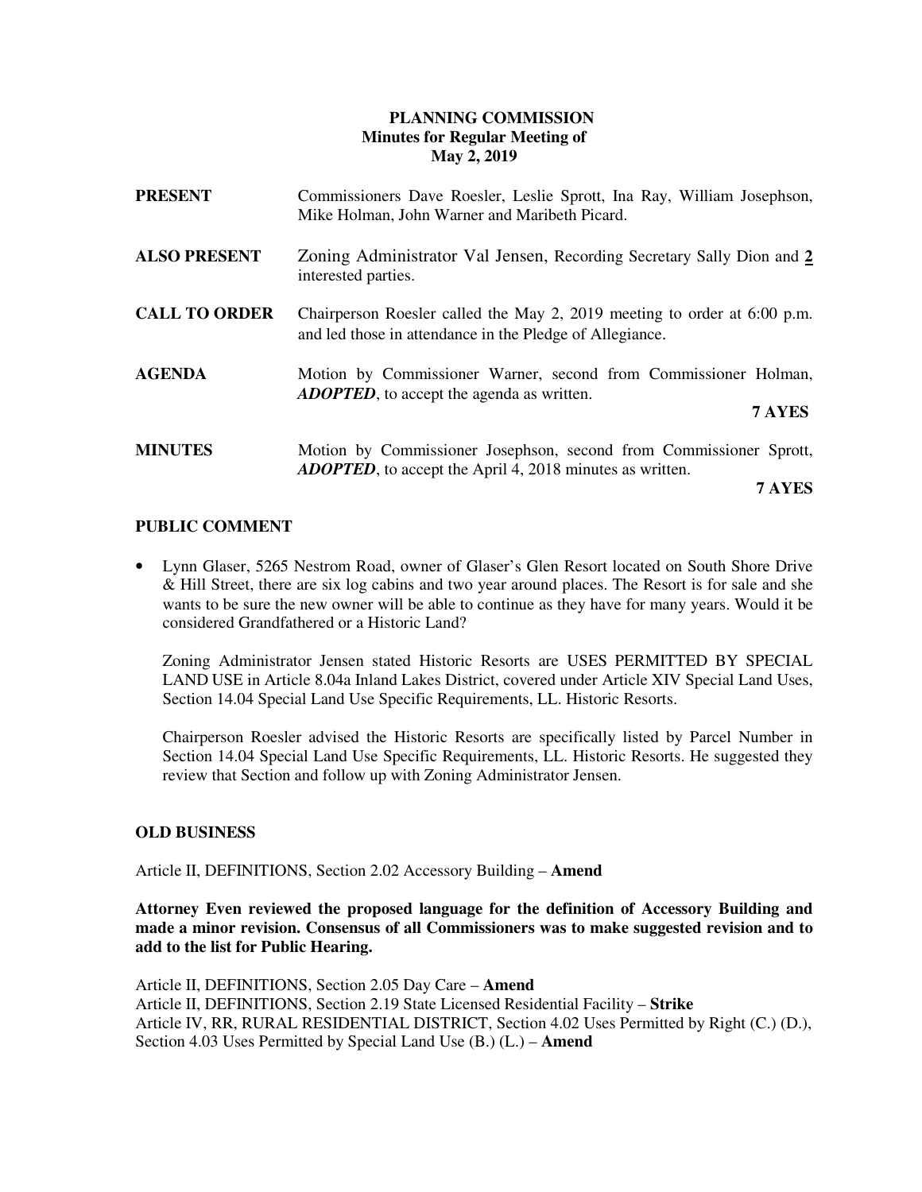# PLANNING COMMISSION
## Minutes for Regular Meeting of
## May 2, 2019

**PRESENT** Commissioners Dave Roesler, Leslie Sprott, Ina Ray, William Josephson, Mike Holman, John Warner and Maribeth Picard.

**ALSO PRESENT** Zoning Administrator Val Jensen, Recording Secretary Sally Dion and **2** interested parties.

**CALL TO ORDER** Chairperson Roesler called the May 2, 2019 meeting to order at 6:00 p.m. and led those in attendance in the Pledge of Allegiance.

**AGENDA** Motion by Commissioner Warner, second from Commissioner Holman, ***ADOPTED***, to accept the agenda as written.

**7 AYES**

**MINUTES** Motion by Commissioner Josephson, second from Commissioner Sprott, ***ADOPTED***, to accept the April 4, 2018 minutes as written.

**7 AYES**

**PUBLIC COMMENT**

- Lynn Glaser, 5265 Nestrom Road, owner of Glaser's Glen Resort located on South Shore Drive & Hill Street, there are six log cabins and two year around places. The Resort is for sale and she wants to be sure the new owner will be able to continue as they have for many years. Would it be considered Grandfathered or a Historic Land?

  Zoning Administrator Jensen stated Historic Resorts are USES PERMITTED BY SPECIAL LAND USE in Article 8.04a Inland Lakes District, covered under Article XIV Special Land Uses, Section 14.04 Special Land Use Specific Requirements, LL. Historic Resorts.

  Chairperson Roesler advised the Historic Resorts are specifically listed by Parcel Number in Section 14.04 Special Land Use Specific Requirements, LL. Historic Resorts. He suggested they review that Section and follow up with Zoning Administrator Jensen.

**OLD BUSINESS**

Article II, DEFINITIONS, Section 2.02 Accessory Building – **Amend**

**Attorney Even reviewed the proposed language for the definition of Accessory Building and made a minor revision. Consensus of all Commissioners was to make suggested revision and to add to the list for Public Hearing.**

Article II, DEFINITIONS, Section 2.05 Day Care – **Amend**
Article II, DEFINITIONS, Section 2.19 State Licensed Residential Facility – **Strike**
Article IV, RR, RURAL RESIDENTIAL DISTRICT, Section 4.02 Uses Permitted by Right (C.) (D.), Section 4.03 Uses Permitted by Special Land Use (B.) (L.) – **Amend**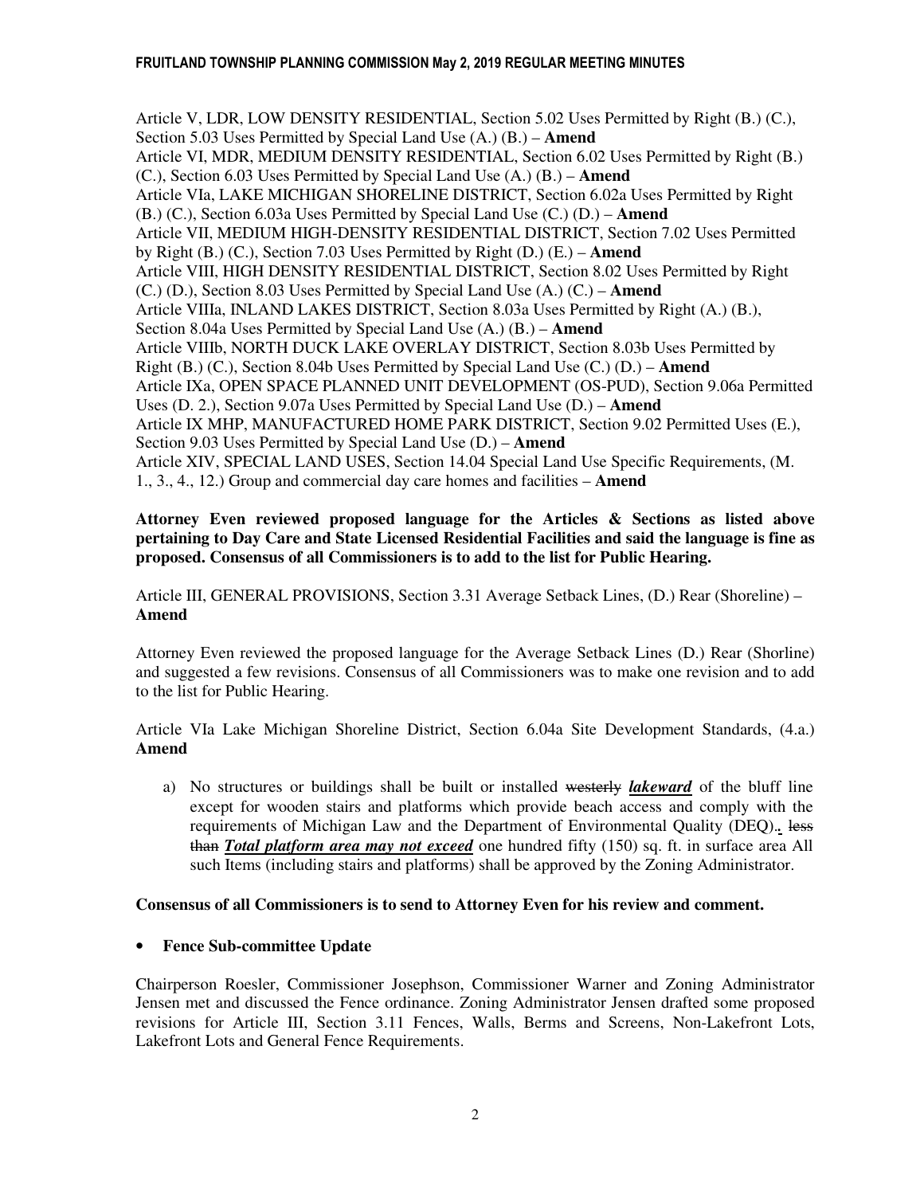Article V, LDR, LOW DENSITY RESIDENTIAL, Section 5.02 Uses Permitted by Right (B.) (C.), Section 5.03 Uses Permitted by Special Land Use (A.) (B.) – **Amend**
Article VI, MDR, MEDIUM DENSITY RESIDENTIAL, Section 6.02 Uses Permitted by Right (B.) (C.), Section 6.03 Uses Permitted by Special Land Use (A.) (B.) – **Amend**
Article VIa, LAKE MICHIGAN SHORELINE DISTRICT, Section 6.02a Uses Permitted by Right (B.) (C.), Section 6.03a Uses Permitted by Special Land Use (C.) (D.) – **Amend**
Article VII, MEDIUM HIGH-DENSITY RESIDENTIAL DISTRICT, Section 7.02 Uses Permitted by Right (B.) (C.), Section 7.03 Uses Permitted by Right (D.) (E.) – **Amend**
Article VIII, HIGH DENSITY RESIDENTIAL DISTRICT, Section 8.02 Uses Permitted by Right (C.) (D.), Section 8.03 Uses Permitted by Special Land Use (A.) (C.) – **Amend**
Article VIIIa, INLAND LAKES DISTRICT, Section 8.03a Uses Permitted by Right (A.) (B.), Section 8.04a Uses Permitted by Special Land Use (A.) (B.) – **Amend**
Article VIIIb, NORTH DUCK LAKE OVERLAY DISTRICT, Section 8.03b Uses Permitted by Right (B.) (C.), Section 8.04b Uses Permitted by Special Land Use (C.) (D.) – **Amend**
Article IXa, OPEN SPACE PLANNED UNIT DEVELOPMENT (OS-PUD), Section 9.06a Permitted Uses (D. 2.), Section 9.07a Uses Permitted by Special Land Use (D.) – **Amend**
Article IX MHP, MANUFACTURED HOME PARK DISTRICT, Section 9.02 Permitted Uses (E.), Section 9.03 Uses Permitted by Special Land Use (D.) – **Amend**
Article XIV, SPECIAL LAND USES, Section 14.04 Special Land Use Specific Requirements, (M. 1., 3., 4., 12.) Group and commercial day care homes and facilities – **Amend**

**Attorney Even reviewed proposed language for the Articles & Sections as listed above pertaining to Day Care and State Licensed Residential Facilities and said the language is fine as proposed. Consensus of all Commissioners is to add to the list for Public Hearing.**

Article III, GENERAL PROVISIONS, Section 3.31 Average Setback Lines, (D.) Rear (Shoreline) – **Amend**

Attorney Even reviewed the proposed language for the Average Setback Lines (D.) Rear (Shorline) and suggested a few revisions. Consensus of all Commissioners was to make one revision and to add to the list for Public Hearing.

Article VIa Lake Michigan Shoreline District, Section 6.04a Site Development Standards, (4.a.) **Amend**

a) No structures or buildings shall be built or installed ~~westerly~~ ***lakeward*** of the bluff line except for wooden stairs and platforms which provide beach access and comply with the requirements of Michigan Law and the Department of Environmental Quality (DEQ).. ~~less than~~ ***Total platform area may not exceed*** one hundred fifty (150) sq. ft. in surface area All such Items (including stairs and platforms) shall be approved by the Zoning Administrator.

**Consensus of all Commissioners is to send to Attorney Even for his review and comment.**

- **Fence Sub-committee Update**

Chairperson Roesler, Commissioner Josephson, Commissioner Warner and Zoning Administrator Jensen met and discussed the Fence ordinance. Zoning Administrator Jensen drafted some proposed revisions for Article III, Section 3.11 Fences, Walls, Berms and Screens, Non-Lakefront Lots, Lakefront Lots and General Fence Requirements.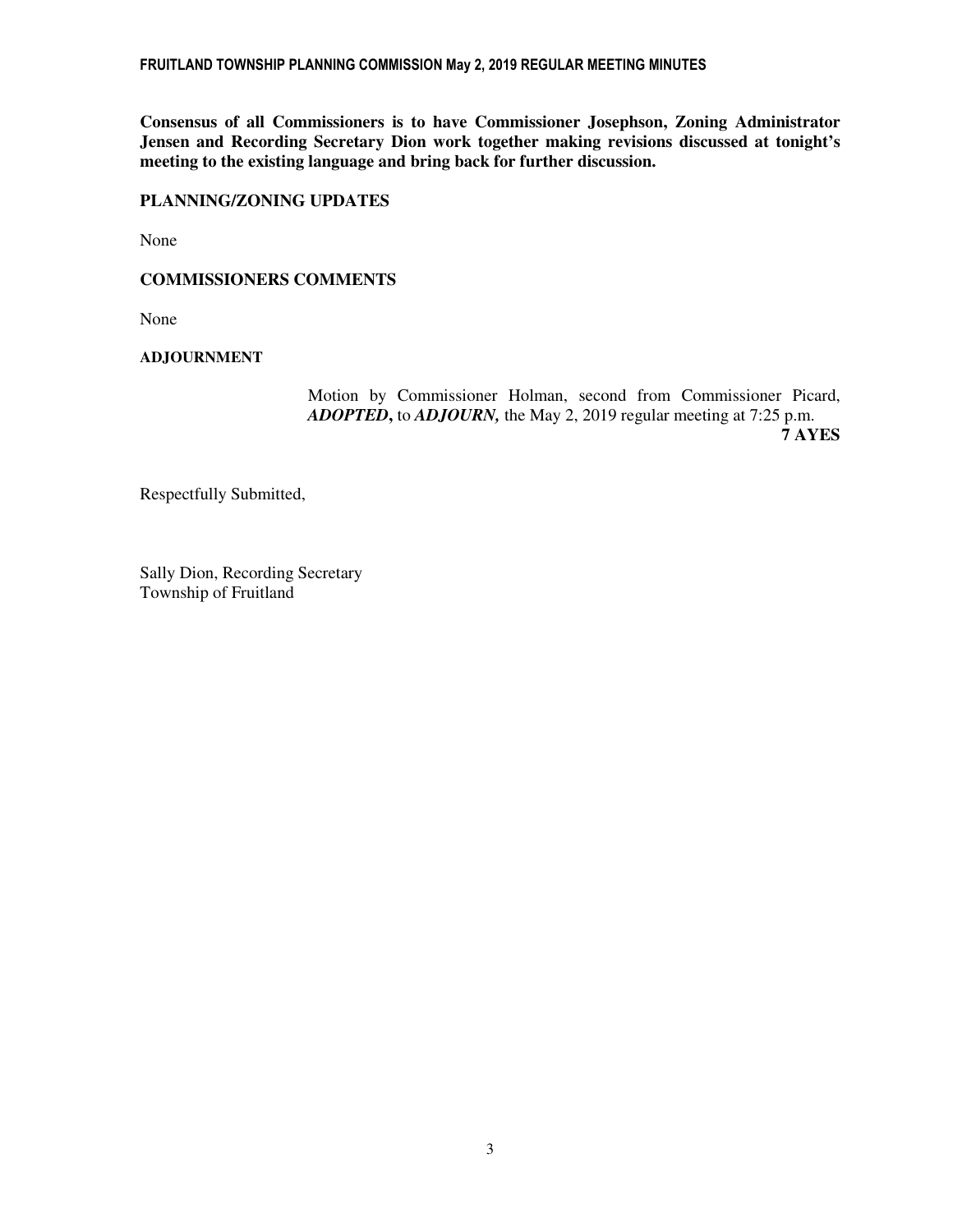**Consensus of all Commissioners is to have Commissioner Josephson, Zoning Administrator Jensen and Recording Secretary Dion work together making revisions discussed at tonight's meeting to the existing language and bring back for further discussion.**

## PLANNING/ZONING UPDATES

None

## COMMISSIONERS COMMENTS

None

## ADJOURNMENT

Motion by Commissioner Holman, second from Commissioner Picard, ***ADOPTED***, to ***ADJOURN,*** the May 2, 2019 regular meeting at 7:25 p.m.

**7 AYES**

Respectfully Submitted,

Sally Dion, Recording Secretary
Township of Fruitland